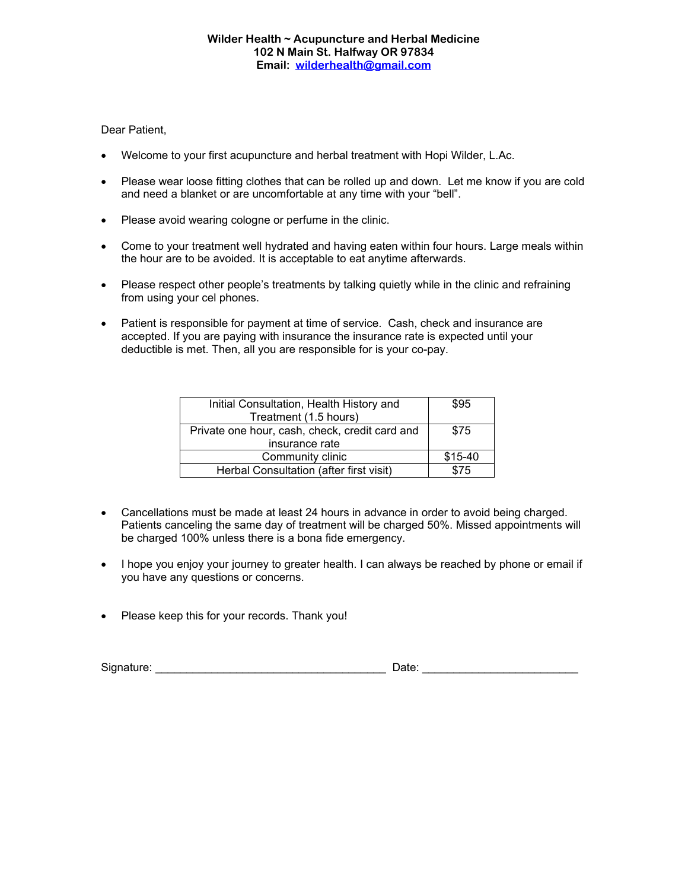**Wilder Health ~ Acupuncture and Herbal Medicine**
**102 N Main St. Halfway OR 97834**
**Email: wilderhealth@gmail.com**

Dear Patient,

- Welcome to your first acupuncture and herbal treatment with Hopi Wilder, L.Ac.
- Please wear loose fitting clothes that can be rolled up and down. Let me know if you are cold and need a blanket or are uncomfortable at any time with your "bell".
- Please avoid wearing cologne or perfume in the clinic.
- Come to your treatment well hydrated and having eaten within four hours. Large meals within the hour are to be avoided. It is acceptable to eat anytime afterwards.
- Please respect other people's treatments by talking quietly while in the clinic and refraining from using your cel phones.
- Patient is responsible for payment at time of service. Cash, check and insurance are accepted. If you are paying with insurance the insurance rate is expected until your deductible is met. Then, all you are responsible for is your co-pay.

| Service | Price |
|---|---|
| Initial Consultation, Health History and Treatment (1.5 hours) | $95 |
| Private one hour, cash, check, credit card and insurance rate | $75 |
| Community clinic | $15-40 |
| Herbal Consultation (after first visit) | $75 |

- Cancellations must be made at least 24 hours in advance in order to avoid being charged. Patients canceling the same day of treatment will be charged 50%. Missed appointments will be charged 100% unless there is a bona fide emergency.
- I hope you enjoy your journey to greater health. I can always be reached by phone or email if you have any questions or concerns.
- Please keep this for your records. Thank you!

Signature: ____________________________________ Date: ________________________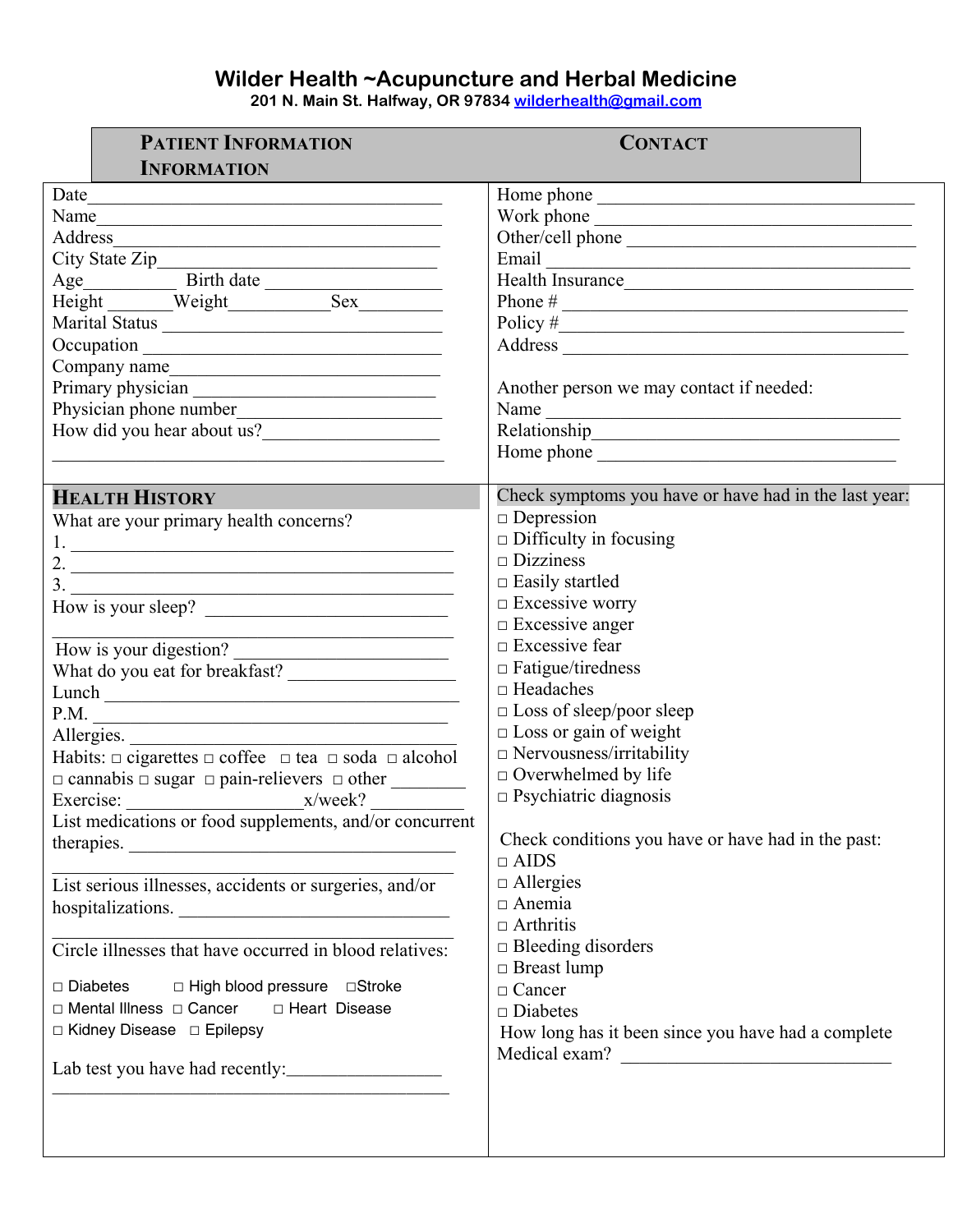# Wilder Health ~Acupuncture and Herbal Medicine

**201 N. Main St. Halfway, OR 97834 wilderhealth@gmail.com**

## PATIENT INFORMATION

Date_______________________________________

Name_______________________________________

Address_____________________________________

City State Zip________________________________

Age_________ Birth date ____________________

Height _______Weight___________Sex_________

Marital Status ______________________________

Occupation _________________________________

Company name_______________________________

Primary physician ____________________________

Physician phone number______________________

How did you hear about us?___________________

___________________________________________

## CONTACT INFORMATION

Home phone ________________________________

Work phone ________________________________

Other/cell phone ____________________________

Email ______________________________________

Health Insurance_____________________________

Phone # ___________________________________

Policy #____________________________________

Address ____________________________________

Another person we may contact if needed:

Name ______________________________________

Relationship_________________________________

Home phone ________________________________

## HEALTH HISTORY

What are your primary health concerns?

1. ___________________________________________
2. ___________________________________________
3. ___________________________________________

How is your sleep? __________________________

___________________________________________

How is your digestion? _______________________

What do you eat for breakfast? ________________

Lunch ______________________________________

P.M. _______________________________________

Allergies. ___________________________________

Habits: □ cigarettes □ coffee □ tea □ soda □ alcohol □ cannabis □ sugar □ pain-relievers □ other ________

Exercise: ________________x/week? __________

List medications or food supplements, and/or concurrent therapies. ____________________________________

___________________________________________

List serious illnesses, accidents or surgeries, and/or hospitalizations. ______________________________

___________________________________________

Circle illnesses that have occurred in blood relatives:

□ Diabetes □ High blood pressure □Stroke
□ Mental Illness □ Cancer □ Heart Disease
□ Kidney Disease □ Epilepsy

Lab test you have had recently:_________________

___________________________________________

Check symptoms you have or have had in the last year:

- □ Depression
- □ Difficulty in focusing
- □ Dizziness
- □ Easily startled
- □ Excessive worry
- □ Excessive anger
- □ Excessive fear
- □ Fatigue/tiredness
- □ Headaches
- □ Loss of sleep/poor sleep
- □ Loss or gain of weight
- □ Nervousness/irritability
- □ Overwhelmed by life
- □ Psychiatric diagnosis

Check conditions you have or have had in the past:

- □ AIDS
- □ Allergies
- □ Anemia
- □ Arthritis
- □ Bleeding disorders
- □ Breast lump
- □ Cancer
- □ Diabetes

How long has it been since you have had a complete Medical exam? ______________________________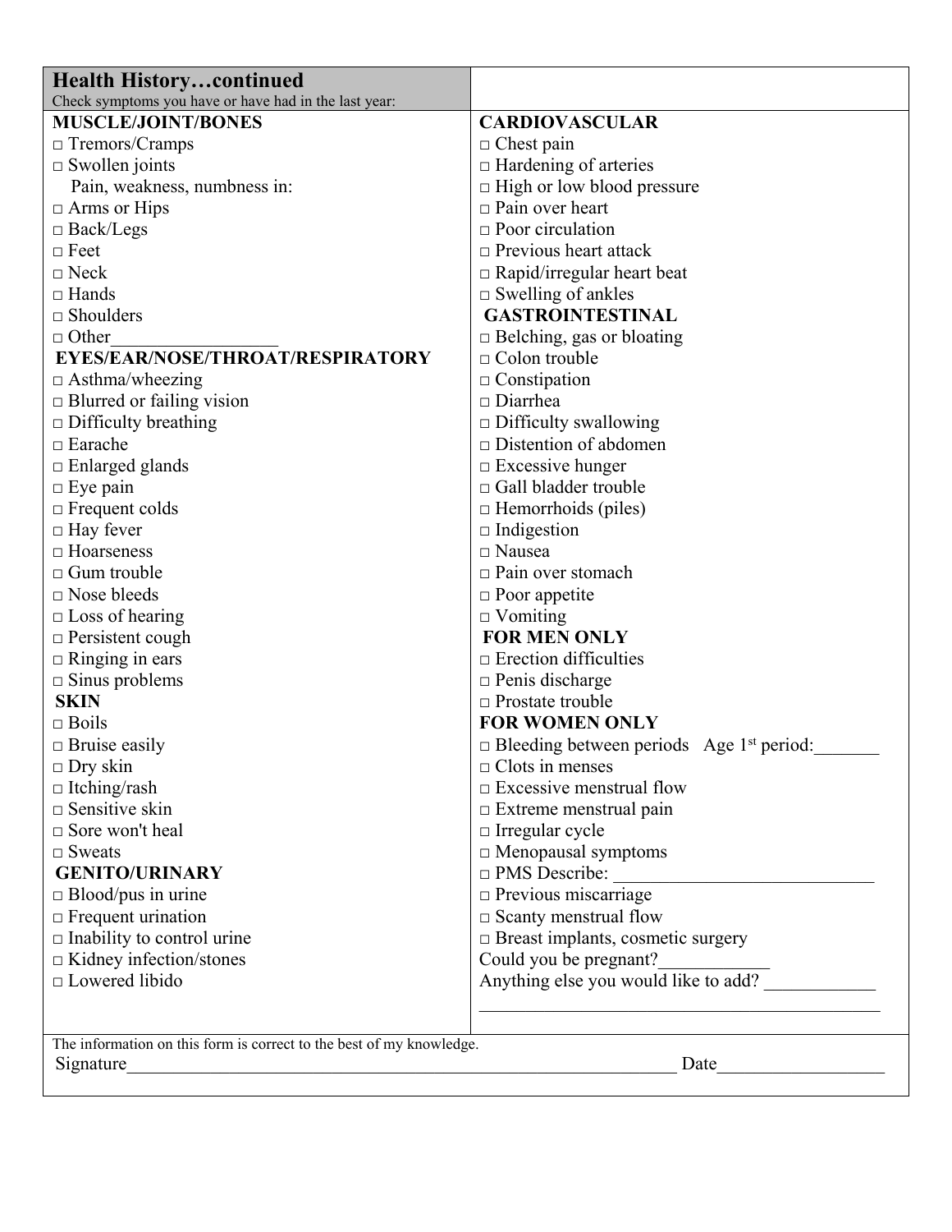## Health History…continued

Check symptoms you have or have had in the last year:

**MUSCLE/JOINT/BONES**

- □ Tremors/Cramps
- □ Swollen joints

Pain, weakness, numbness in:

- □ Arms or Hips
- □ Back/Legs
- □ Feet
- □ Neck
- □ Hands
- □ Shoulders
- □ Other__________________

**EYES/EAR/NOSE/THROAT/RESPIRATORY**

- □ Asthma/wheezing
- □ Blurred or failing vision
- □ Difficulty breathing
- □ Earache
- □ Enlarged glands
- □ Eye pain
- □ Frequent colds
- □ Hay fever
- □ Hoarseness
- □ Gum trouble
- □ Nose bleeds
- □ Loss of hearing
- □ Persistent cough
- □ Ringing in ears
- □ Sinus problems

**SKIN**

- □ Boils
- □ Bruise easily
- □ Dry skin
- □ Itching/rash
- □ Sensitive skin
- □ Sore won't heal
- □ Sweats

**GENITO/URINARY**

- □ Blood/pus in urine
- □ Frequent urination
- □ Inability to control urine
- □ Kidney infection/stones
- □ Lowered libido

**CARDIOVASCULAR**

- □ Chest pain
- □ Hardening of arteries
- □ High or low blood pressure
- □ Pain over heart
- □ Poor circulation
- □ Previous heart attack
- □ Rapid/irregular heart beat
- □ Swelling of ankles

**GASTROINTESTINAL**

- □ Belching, gas or bloating
- □ Colon trouble
- □ Constipation
- □ Diarrhea
- □ Difficulty swallowing
- □ Distention of abdomen
- □ Excessive hunger
- □ Gall bladder trouble
- □ Hemorrhoids (piles)
- □ Indigestion
- □ Nausea
- □ Pain over stomach
- □ Poor appetite
- □ Vomiting

**FOR MEN ONLY**

- □ Erection difficulties
- □ Penis discharge
- □ Prostate trouble

**FOR WOMEN ONLY**

- □ Bleeding between periods   Age 1st period:_______
- □ Clots in menses
- □ Excessive menstrual flow
- □ Extreme menstrual pain
- □ Irregular cycle
- □ Menopausal symptoms
- □ PMS Describe: ___________________________
- □ Previous miscarriage
- □ Scanty menstrual flow
- □ Breast implants, cosmetic surgery

Could you be pregnant?____________

Anything else you would like to add? ____________

_____________________________________________

The information on this form is correct to the best of my knowledge.

Signature_______________________________________________________________ Date__________________